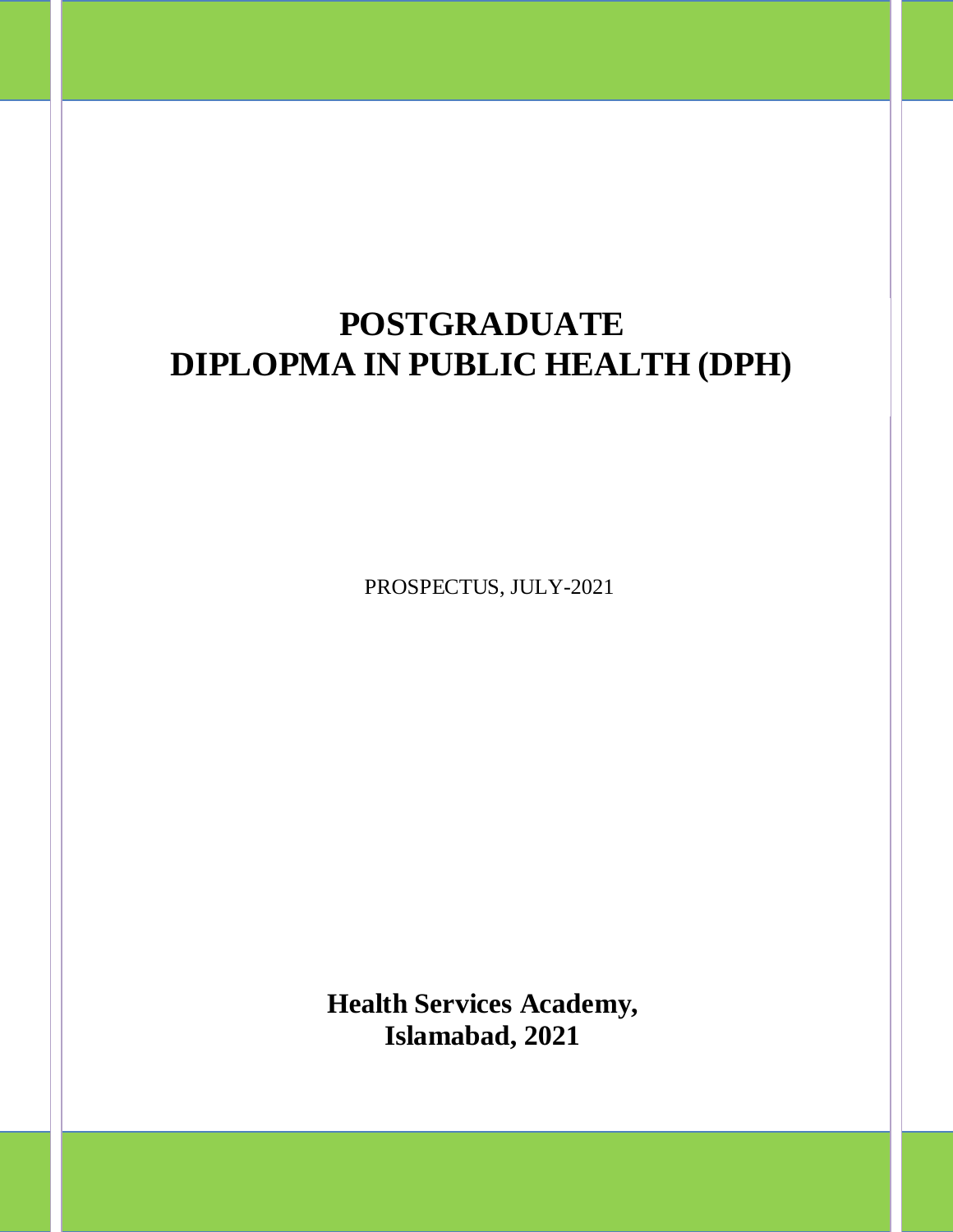# POSTGRADUATE DIPLOPMA IN PUBLIC HEALTH (DPH)

PROSPECTUS, JULY-2021

**Health Services Academy, Islamabad, 2021**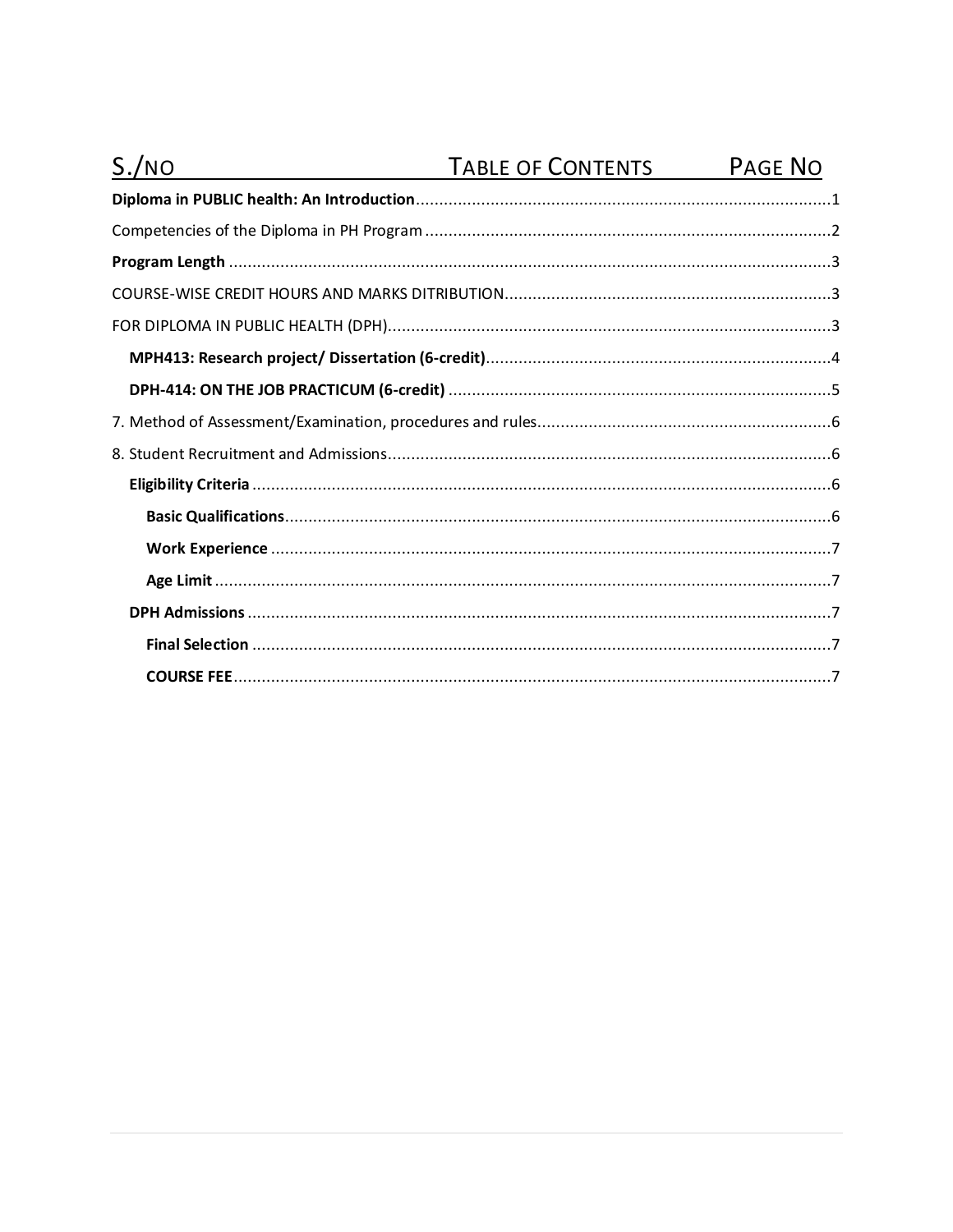# S./NO TABLE OF CONTENTS PAGE NO

**Diploma in PUBLIC health: An Introduction**........................................1

Competencies of the Diploma in PH Program........................................2

**Program Length**........................................3

COURSE-WISE CREDIT HOURS AND MARKS DITRIBUTION........................................3

FOR DIPLOMA IN PUBLIC HEALTH (DPH)........................................3

- **MPH413: Research project/ Dissertation (6-credit)**........................................4
- **DPH-414: ON THE JOB PRACTICUM (6-credit)**........................................5

7. Method of Assessment/Examination, procedures and rules........................................6

8. Student Recruitment and Admissions........................................6

- **Eligibility Criteria**........................................6
  - **Basic Qualifications**........................................6
  - **Work Experience**........................................7
  - **Age Limit**........................................7
- **DPH Admissions**........................................7
  - **Final Selection**........................................7
  - **COURSE FEE**........................................7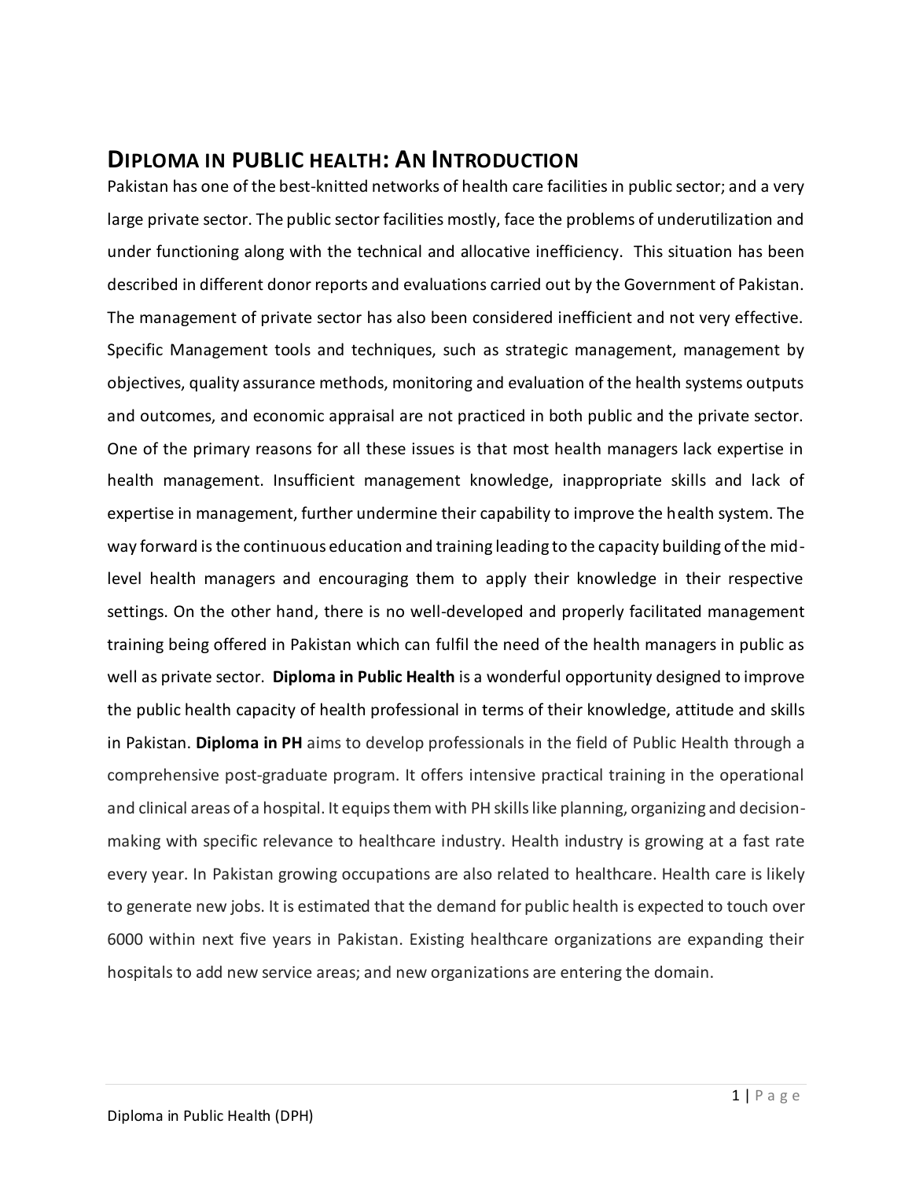## DIPLOMA IN PUBLIC HEALTH: AN INTRODUCTION

Pakistan has one of the best-knitted networks of health care facilities in public sector; and a very large private sector. The public sector facilities mostly, face the problems of underutilization and under functioning along with the technical and allocative inefficiency. This situation has been described in different donor reports and evaluations carried out by the Government of Pakistan. The management of private sector has also been considered inefficient and not very effective. Specific Management tools and techniques, such as strategic management, management by objectives, quality assurance methods, monitoring and evaluation of the health systems outputs and outcomes, and economic appraisal are not practiced in both public and the private sector. One of the primary reasons for all these issues is that most health managers lack expertise in health management. Insufficient management knowledge, inappropriate skills and lack of expertise in management, further undermine their capability to improve the health system. The way forward is the continuous education and training leading to the capacity building of the mid-level health managers and encouraging them to apply their knowledge in their respective settings. On the other hand, there is no well-developed and properly facilitated management training being offered in Pakistan which can fulfil the need of the health managers in public as well as private sector. **Diploma in Public Health** is a wonderful opportunity designed to improve the public health capacity of health professional in terms of their knowledge, attitude and skills in Pakistan. **Diploma in PH** aims to develop professionals in the field of Public Health through a comprehensive post-graduate program. It offers intensive practical training in the operational and clinical areas of a hospital. It equips them with PH skills like planning, organizing and decision-making with specific relevance to healthcare industry. Health industry is growing at a fast rate every year. In Pakistan growing occupations are also related to healthcare. Health care is likely to generate new jobs. It is estimated that the demand for public health is expected to touch over 6000 within next five years in Pakistan. Existing healthcare organizations are expanding their hospitals to add new service areas; and new organizations are entering the domain.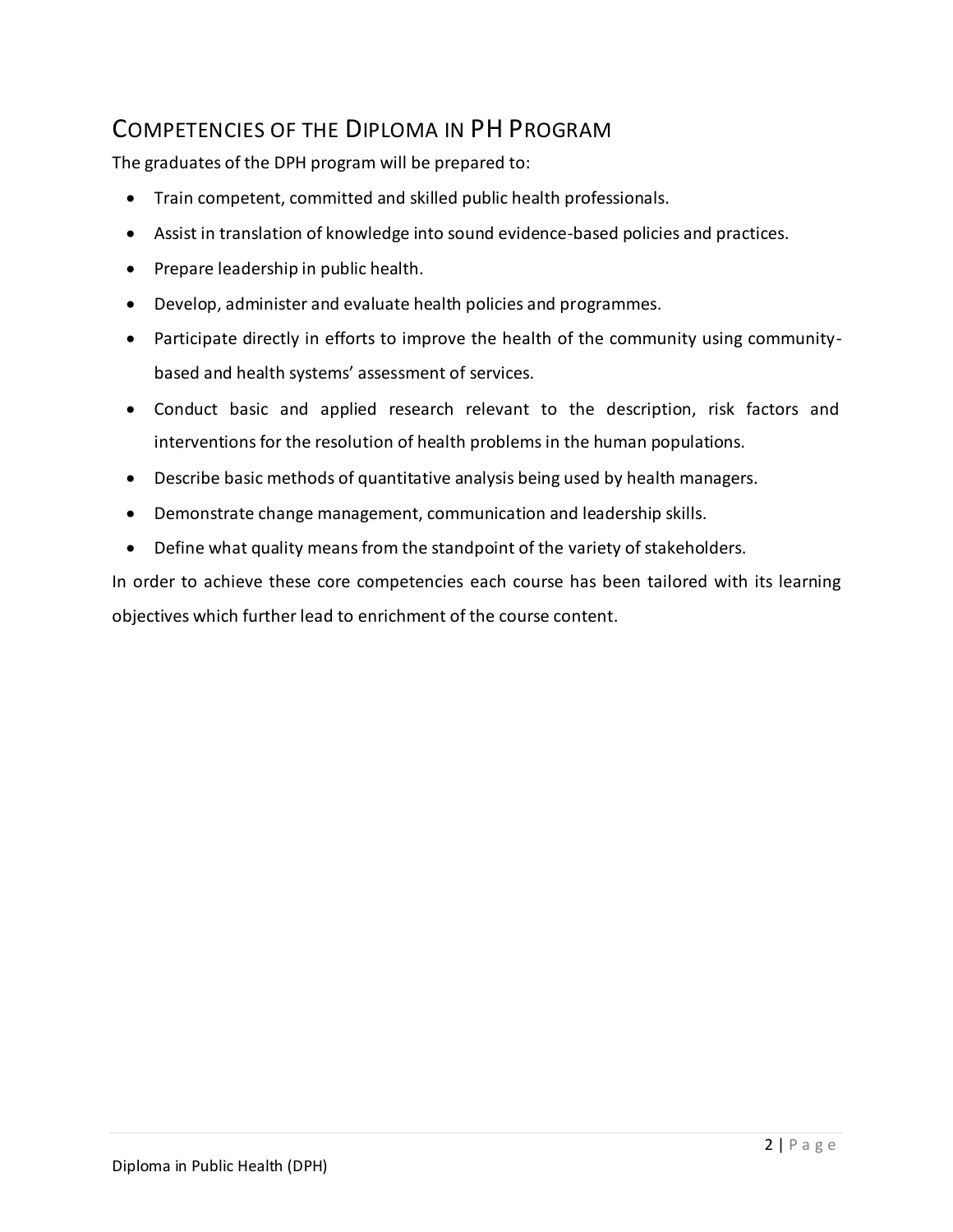## Competencies of the Diploma in PH Program

The graduates of the DPH program will be prepared to:

- Train competent, committed and skilled public health professionals.
- Assist in translation of knowledge into sound evidence-based policies and practices.
- Prepare leadership in public health.
- Develop, administer and evaluate health policies and programmes.
- Participate directly in efforts to improve the health of the community using community-based and health systems' assessment of services.
- Conduct basic and applied research relevant to the description, risk factors and interventions for the resolution of health problems in the human populations.
- Describe basic methods of quantitative analysis being used by health managers.
- Demonstrate change management, communication and leadership skills.
- Define what quality means from the standpoint of the variety of stakeholders.

In order to achieve these core competencies each course has been tailored with its learning objectives which further lead to enrichment of the course content.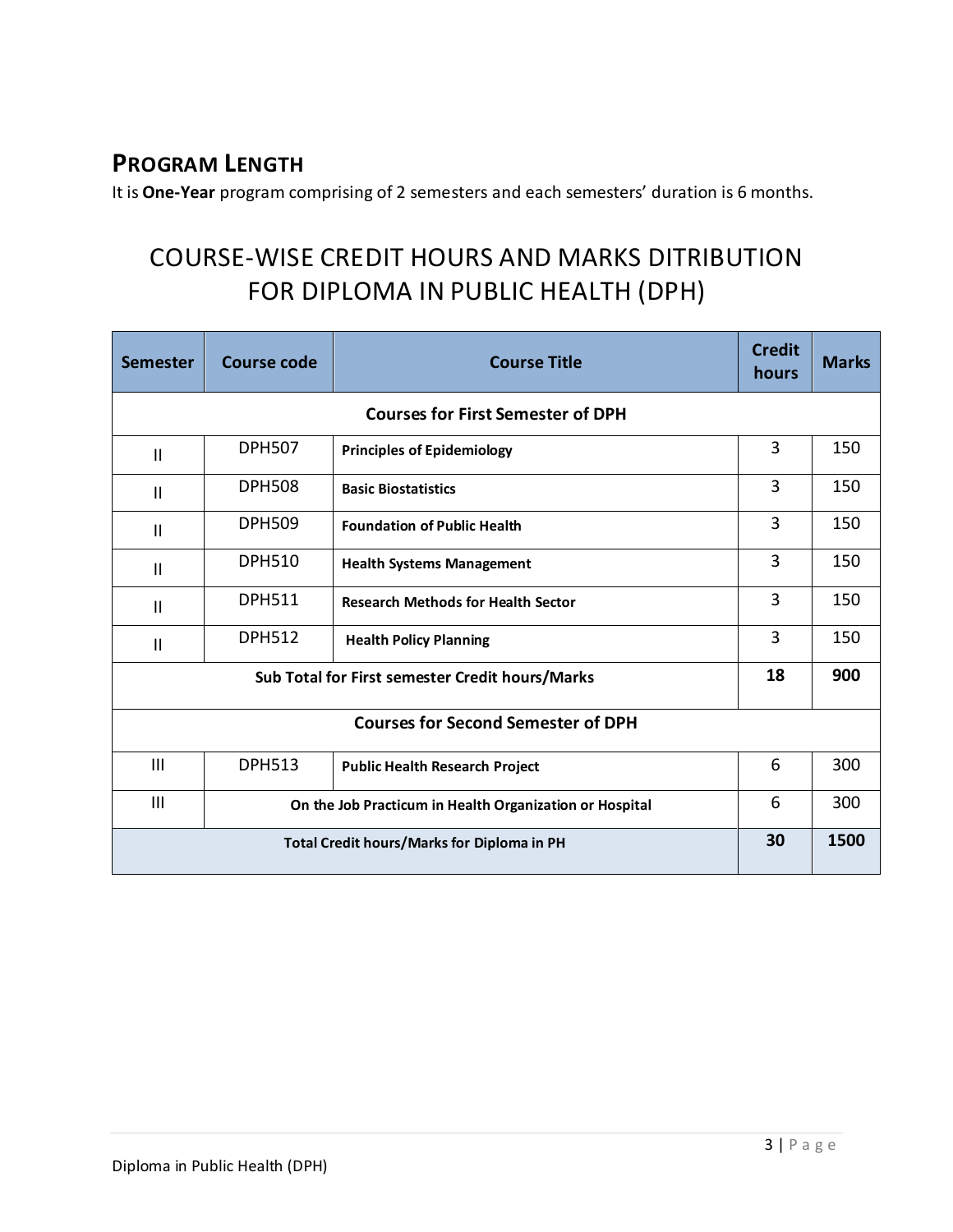## PROGRAM LENGTH

It is **One-Year** program comprising of 2 semesters and each semesters' duration is 6 months.

# COURSE-WISE CREDIT HOURS AND MARKS DITRIBUTION FOR DIPLOMA IN PUBLIC HEALTH (DPH)

| Semester | Course code | Course Title | Credit hours | Marks |
|---|---|---|---|---|
| **Courses for First Semester of DPH** | | | | |
| II | DPH507 | **Principles of Epidemiology** | 3 | 150 |
| II | DPH508 | **Basic Biostatistics** | 3 | 150 |
| II | DPH509 | **Foundation of Public Health** | 3 | 150 |
| II | DPH510 | **Health Systems Management** | 3 | 150 |
| II | DPH511 | **Research Methods for Health Sector** | 3 | 150 |
| II | DPH512 | **Health Policy Planning** | 3 | 150 |
| **Sub Total for First semester Credit hours/Marks** | | | **18** | **900** |
| **Courses for Second Semester of DPH** | | | | |
| III | DPH513 | **Public Health Research Project** | 6 | 300 |
| III | **On the Job Practicum in Health Organization or Hospital** | | 6 | 300 |
| **Total Credit hours/Marks for Diploma in PH** | | | **30** | **1500** |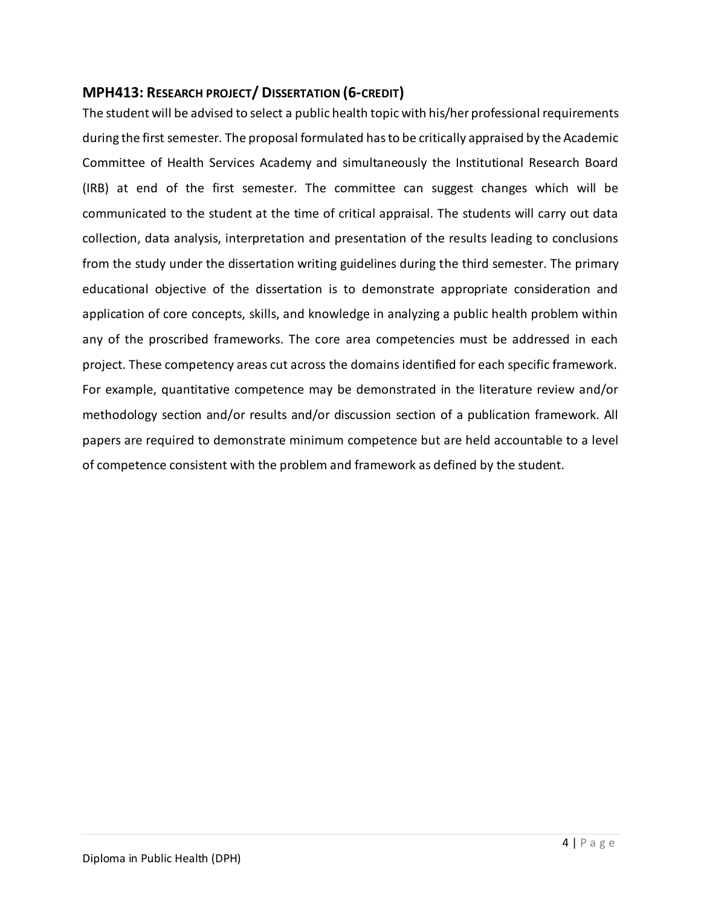### MPH413: Research project/ Dissertation (6-credit)

The student will be advised to select a public health topic with his/her professional requirements during the first semester. The proposal formulated has to be critically appraised by the Academic Committee of Health Services Academy and simultaneously the Institutional Research Board (IRB) at end of the first semester. The committee can suggest changes which will be communicated to the student at the time of critical appraisal. The students will carry out data collection, data analysis, interpretation and presentation of the results leading to conclusions from the study under the dissertation writing guidelines during the third semester. The primary educational objective of the dissertation is to demonstrate appropriate consideration and application of core concepts, skills, and knowledge in analyzing a public health problem within any of the proscribed frameworks. The core area competencies must be addressed in each project. These competency areas cut across the domains identified for each specific framework. For example, quantitative competence may be demonstrated in the literature review and/or methodology section and/or results and/or discussion section of a publication framework. All papers are required to demonstrate minimum competence but are held accountable to a level of competence consistent with the problem and framework as defined by the student.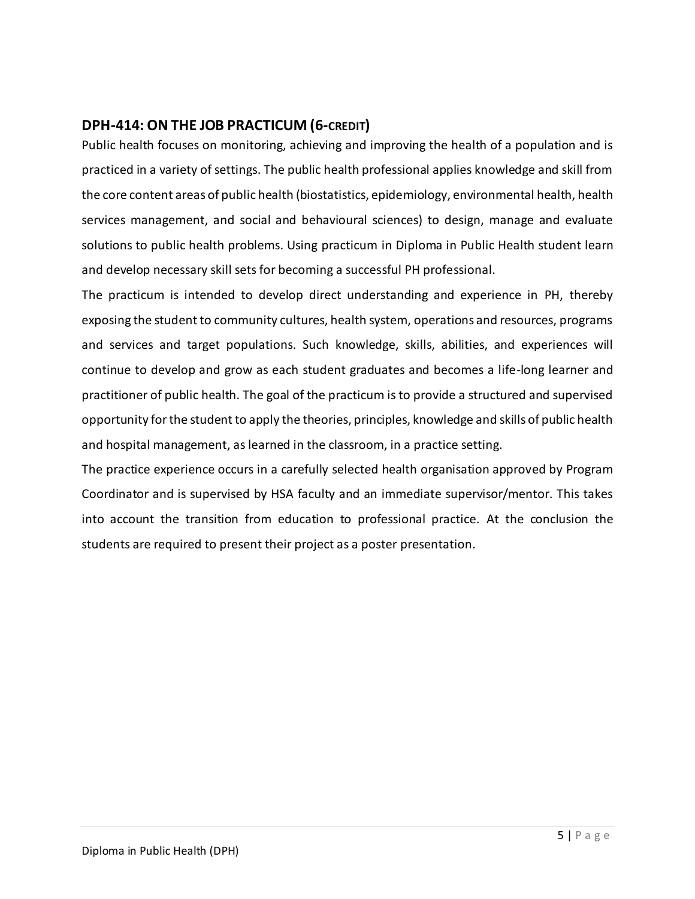## DPH-414: ON THE JOB PRACTICUM (6-CREDIT)

Public health focuses on monitoring, achieving and improving the health of a population and is practiced in a variety of settings. The public health professional applies knowledge and skill from the core content areas of public health (biostatistics, epidemiology, environmental health, health services management, and social and behavioural sciences) to design, manage and evaluate solutions to public health problems. Using practicum in Diploma in Public Health student learn and develop necessary skill sets for becoming a successful PH professional.

The practicum is intended to develop direct understanding and experience in PH, thereby exposing the student to community cultures, health system, operations and resources, programs and services and target populations. Such knowledge, skills, abilities, and experiences will continue to develop and grow as each student graduates and becomes a life-long learner and practitioner of public health. The goal of the practicum is to provide a structured and supervised opportunity for the student to apply the theories, principles, knowledge and skills of public health and hospital management, as learned in the classroom, in a practice setting.

The practice experience occurs in a carefully selected health organisation approved by Program Coordinator and is supervised by HSA faculty and an immediate supervisor/mentor. This takes into account the transition from education to professional practice. At the conclusion the students are required to present their project as a poster presentation.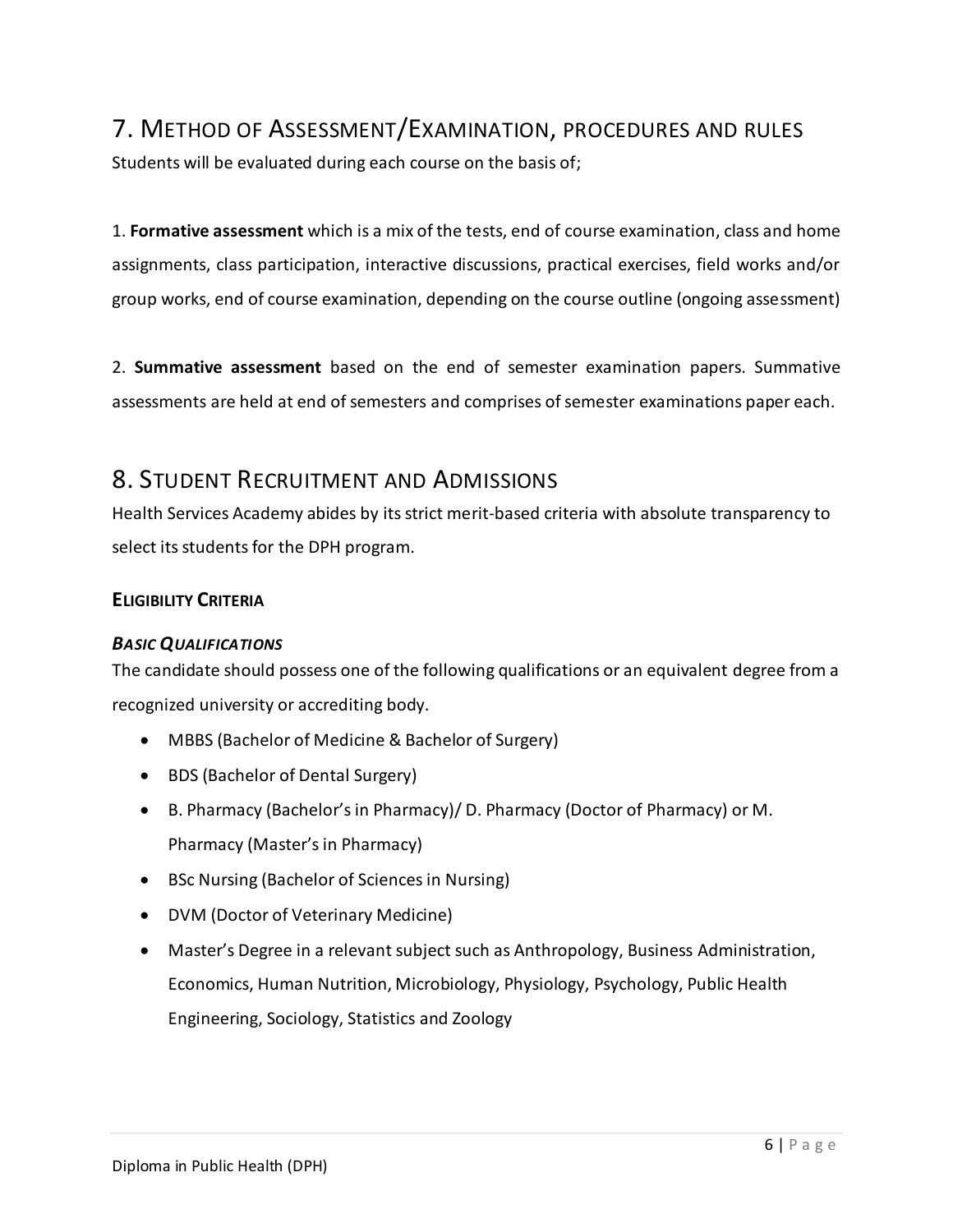## 7. Method of Assessment/Examination, procedures and rules

Students will be evaluated during each course on the basis of;

1. **Formative assessment** which is a mix of the tests, end of course examination, class and home assignments, class participation, interactive discussions, practical exercises, field works and/or group works, end of course examination, depending on the course outline (ongoing assessment)

2. **Summative assessment** based on the end of semester examination papers. Summative assessments are held at end of semesters and comprises of semester examinations paper each.

## 8. Student Recruitment and Admissions

Health Services Academy abides by its strict merit-based criteria with absolute transparency to select its students for the DPH program.

### Eligibility Criteria

#### *Basic Qualifications*

The candidate should possess one of the following qualifications or an equivalent degree from a recognized university or accrediting body.

- MBBS (Bachelor of Medicine & Bachelor of Surgery)
- BDS (Bachelor of Dental Surgery)
- B. Pharmacy (Bachelor's in Pharmacy)/ D. Pharmacy (Doctor of Pharmacy) or M. Pharmacy (Master's in Pharmacy)
- BSc Nursing (Bachelor of Sciences in Nursing)
- DVM (Doctor of Veterinary Medicine)
- Master's Degree in a relevant subject such as Anthropology, Business Administration, Economics, Human Nutrition, Microbiology, Physiology, Psychology, Public Health Engineering, Sociology, Statistics and Zoology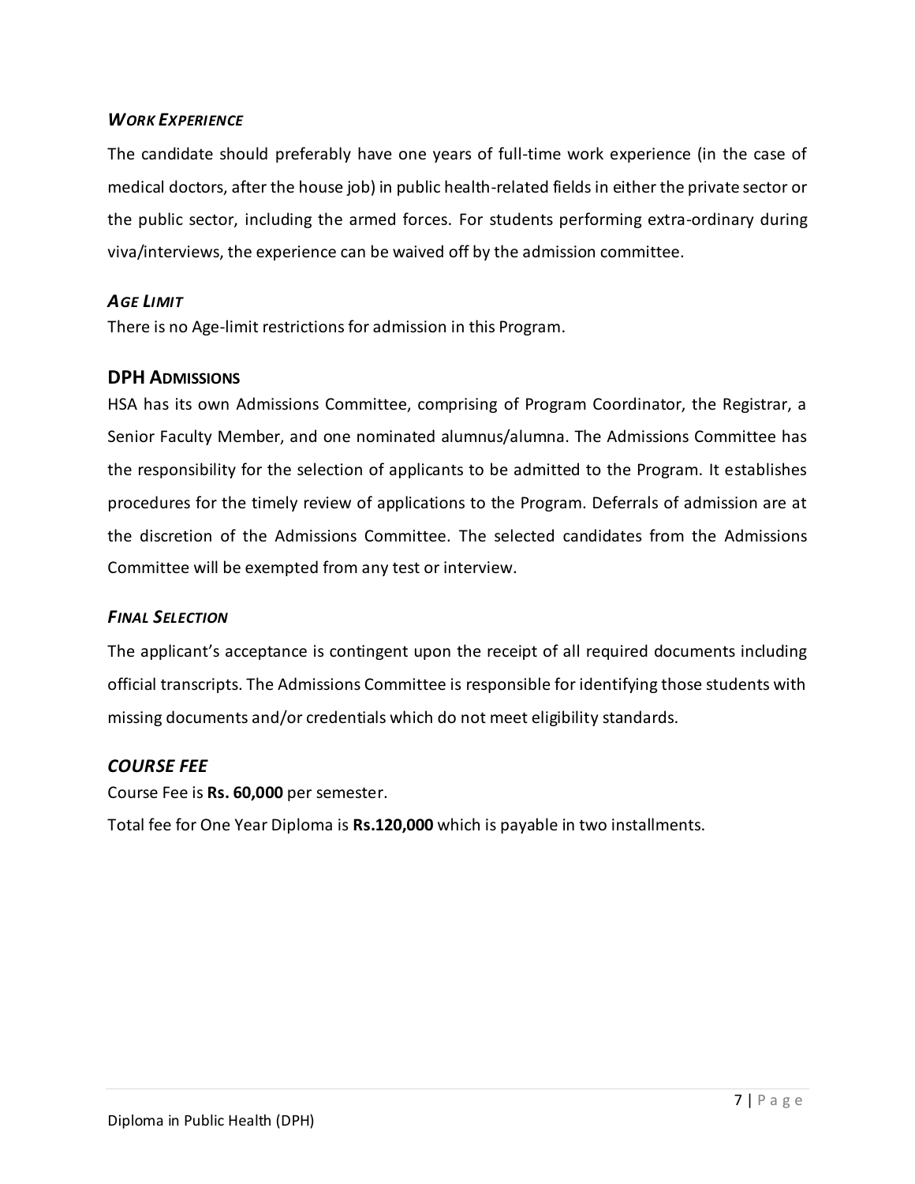### *WORK EXPERIENCE*

The candidate should preferably have one years of full-time work experience (in the case of medical doctors, after the house job) in public health-related fields in either the private sector or the public sector, including the armed forces. For students performing extra-ordinary during viva/interviews, the experience can be waived off by the admission committee.

### *AGE LIMIT*

There is no Age-limit restrictions for admission in this Program.

## DPH ADMISSIONS

HSA has its own Admissions Committee, comprising of Program Coordinator, the Registrar, a Senior Faculty Member, and one nominated alumnus/alumna. The Admissions Committee has the responsibility for the selection of applicants to be admitted to the Program. It establishes procedures for the timely review of applications to the Program. Deferrals of admission are at the discretion of the Admissions Committee. The selected candidates from the Admissions Committee will be exempted from any test or interview.

### *FINAL SELECTION*

The applicant's acceptance is contingent upon the receipt of all required documents including official transcripts. The Admissions Committee is responsible for identifying those students with missing documents and/or credentials which do not meet eligibility standards.

## *COURSE FEE*

Course Fee is **Rs. 60,000** per semester.

Total fee for One Year Diploma is **Rs.120,000** which is payable in two installments.